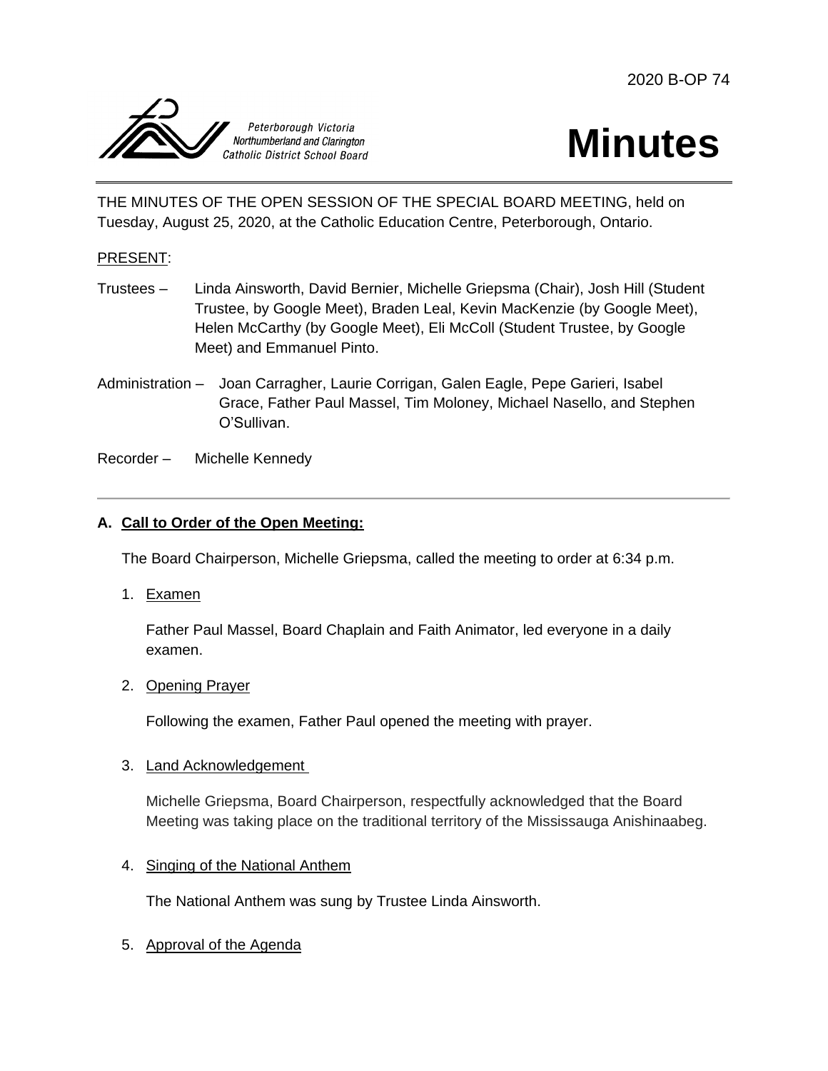2020 B-OP 74

Peterborough Victoria Northumberland and Clarington Catholic District School Board

# Minutes

THE MINUTES OF THE OPEN SESSION OF THE SPECIAL BOARD MEETING, held on Tuesday, August 25, 2020, at the Catholic Education Centre, Peterborough, Ontario.

PRESENT:

Trustees – Linda Ainsworth, David Bernier, Michelle Griepsma (Chair), Josh Hill (Student Trustee, by Google Meet), Braden Leal, Kevin MacKenzie (by Google Meet), Helen McCarthy (by Google Meet), Eli McColl (Student Trustee, by Google Meet) and Emmanuel Pinto.

Administration – Joan Carragher, Laurie Corrigan, Galen Eagle, Pepe Garieri, Isabel Grace, Father Paul Massel, Tim Moloney, Michael Nasello, and Stephen O'Sullivan.

Recorder – Michelle Kennedy

---

## A. Call to Order of the Open Meeting:

The Board Chairperson, Michelle Griepsma, called the meeting to order at 6:34 p.m.

1. Examen

   Father Paul Massel, Board Chaplain and Faith Animator, led everyone in a daily examen.

2. Opening Prayer

   Following the examen, Father Paul opened the meeting with prayer.

3. Land Acknowledgement

   Michelle Griepsma, Board Chairperson, respectfully acknowledged that the Board Meeting was taking place on the traditional territory of the Mississauga Anishinaabeg.

4. Singing of the National Anthem

   The National Anthem was sung by Trustee Linda Ainsworth.

5. Approval of the Agenda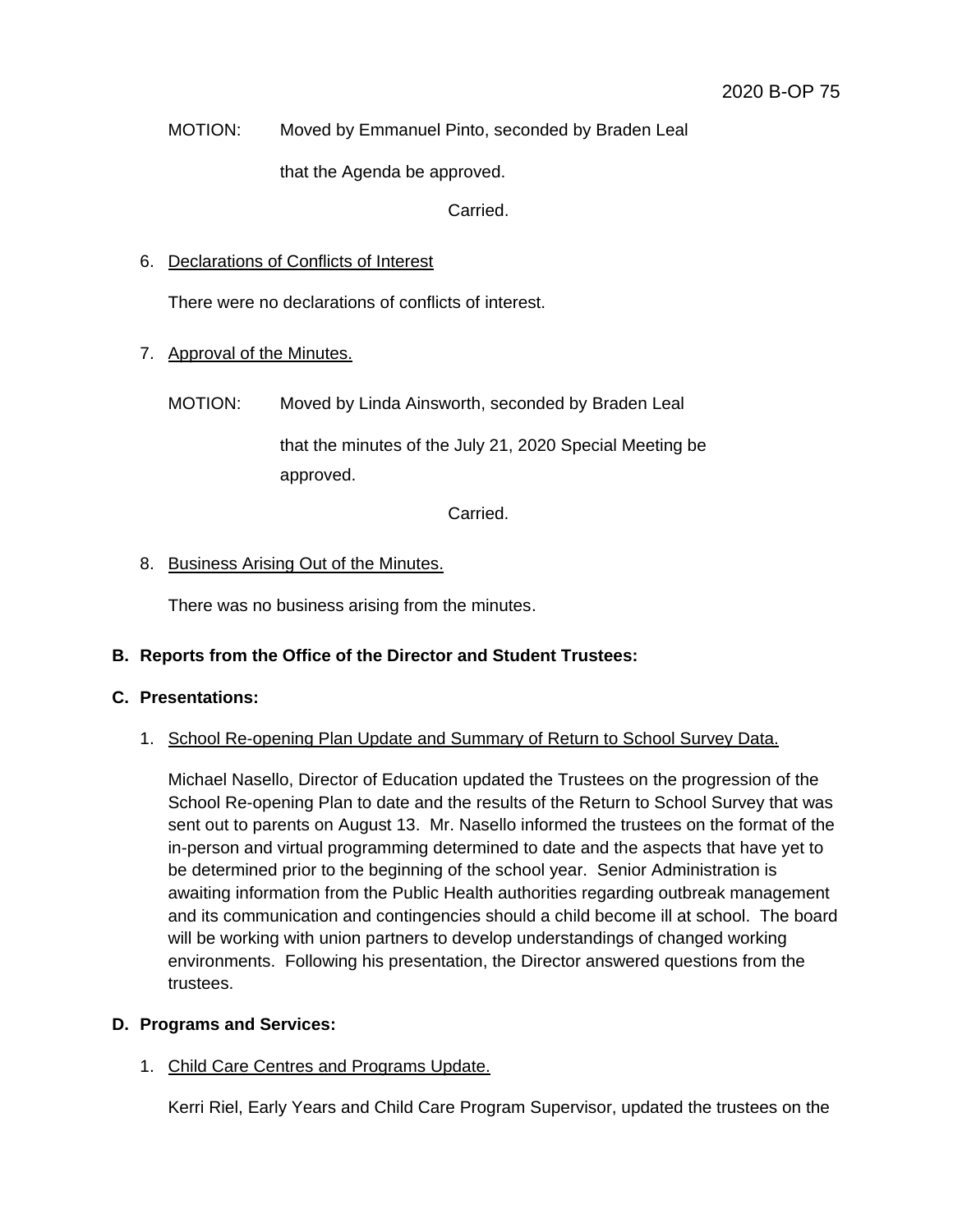MOTION: Moved by Emmanuel Pinto, seconded by Braden Leal

that the Agenda be approved.

Carried.

6. Declarations of Conflicts of Interest

There were no declarations of conflicts of interest.

7. Approval of the Minutes.

MOTION: Moved by Linda Ainsworth, seconded by Braden Leal

that the minutes of the July 21, 2020 Special Meeting be approved.

Carried.

8. Business Arising Out of the Minutes.

There was no business arising from the minutes.

**B. Reports from the Office of the Director and Student Trustees:**

**C. Presentations:**

1. School Re-opening Plan Update and Summary of Return to School Survey Data.

Michael Nasello, Director of Education updated the Trustees on the progression of the School Re-opening Plan to date and the results of the Return to School Survey that was sent out to parents on August 13. Mr. Nasello informed the trustees on the format of the in-person and virtual programming determined to date and the aspects that have yet to be determined prior to the beginning of the school year. Senior Administration is awaiting information from the Public Health authorities regarding outbreak management and its communication and contingencies should a child become ill at school. The board will be working with union partners to develop understandings of changed working environments. Following his presentation, the Director answered questions from the trustees.

**D. Programs and Services:**

1. Child Care Centres and Programs Update.

Kerri Riel, Early Years and Child Care Program Supervisor, updated the trustees on the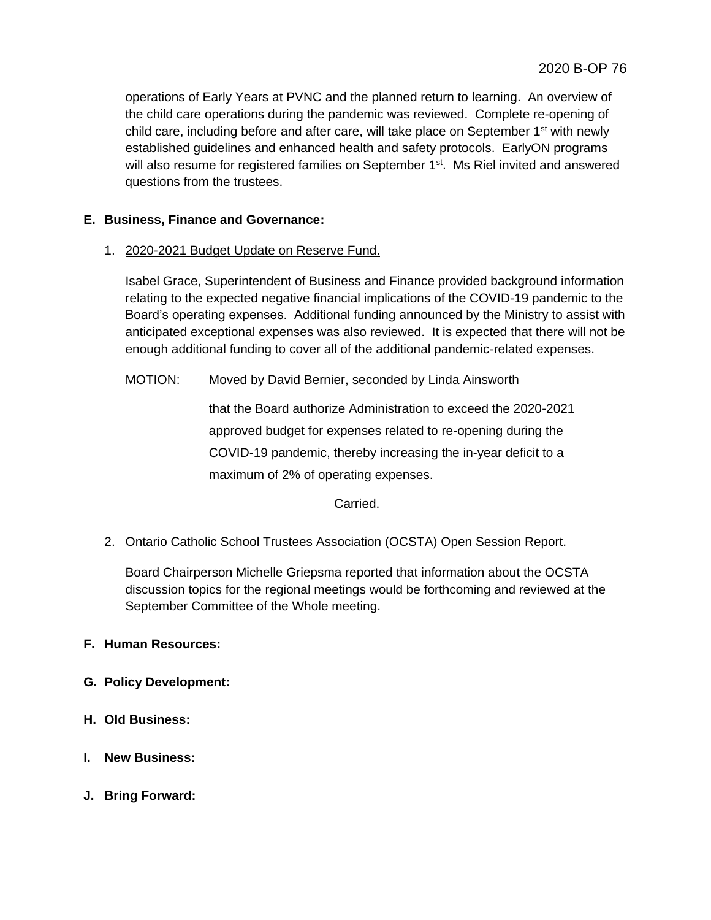operations of Early Years at PVNC and the planned return to learning. An overview of the child care operations during the pandemic was reviewed. Complete re-opening of child care, including before and after care, will take place on September 1st with newly established guidelines and enhanced health and safety protocols. EarlyON programs will also resume for registered families on September 1st. Ms Riel invited and answered questions from the trustees.

**E. Business, Finance and Governance:**

1. 2020-2021 Budget Update on Reserve Fund.

   Isabel Grace, Superintendent of Business and Finance provided background information relating to the expected negative financial implications of the COVID-19 pandemic to the Board's operating expenses. Additional funding announced by the Ministry to assist with anticipated exceptional expenses was also reviewed. It is expected that there will not be enough additional funding to cover all of the additional pandemic-related expenses.

   MOTION: Moved by David Bernier, seconded by Linda Ainsworth

   that the Board authorize Administration to exceed the 2020-2021 approved budget for expenses related to re-opening during the COVID-19 pandemic, thereby increasing the in-year deficit to a maximum of 2% of operating expenses.

   Carried.

2. Ontario Catholic School Trustees Association (OCSTA) Open Session Report.

   Board Chairperson Michelle Griepsma reported that information about the OCSTA discussion topics for the regional meetings would be forthcoming and reviewed at the September Committee of the Whole meeting.

**F. Human Resources:**

**G. Policy Development:**

**H. Old Business:**

**I. New Business:**

**J. Bring Forward:**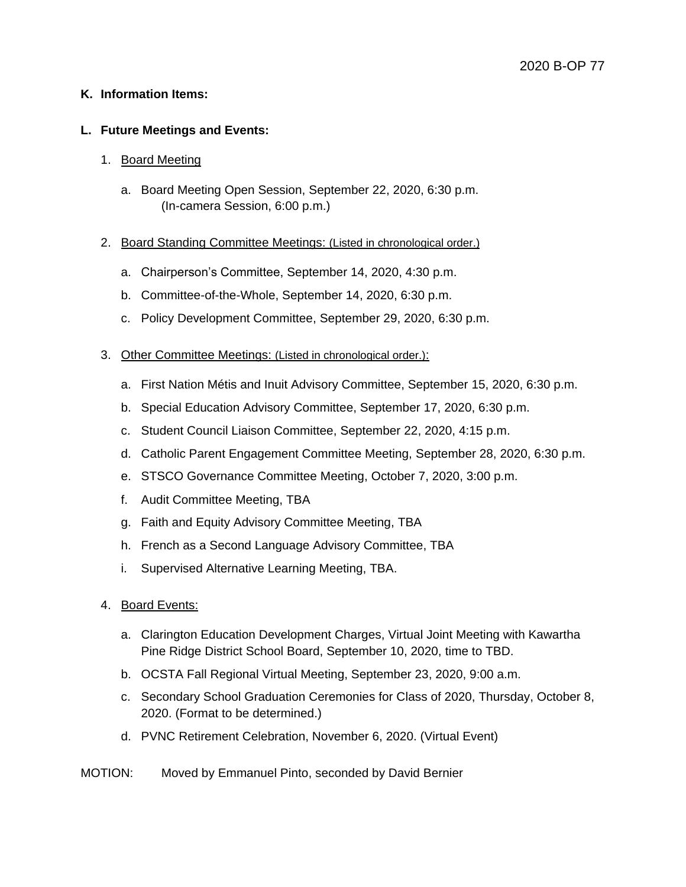**K. Information Items:**

**L. Future Meetings and Events:**

1. Board Meeting

   a. Board Meeting Open Session, September 22, 2020, 6:30 p.m.
      (In-camera Session, 6:00 p.m.)

2. Board Standing Committee Meetings: (Listed in chronological order.)

   a. Chairperson's Committee, September 14, 2020, 4:30 p.m.
   b. Committee-of-the-Whole, September 14, 2020, 6:30 p.m.
   c. Policy Development Committee, September 29, 2020, 6:30 p.m.

3. Other Committee Meetings: (Listed in chronological order.):

   a. First Nation Métis and Inuit Advisory Committee, September 15, 2020, 6:30 p.m.
   b. Special Education Advisory Committee, September 17, 2020, 6:30 p.m.
   c. Student Council Liaison Committee, September 22, 2020, 4:15 p.m.
   d. Catholic Parent Engagement Committee Meeting, September 28, 2020, 6:30 p.m.
   e. STSCO Governance Committee Meeting, October 7, 2020, 3:00 p.m.
   f. Audit Committee Meeting, TBA
   g. Faith and Equity Advisory Committee Meeting, TBA
   h. French as a Second Language Advisory Committee, TBA
   i. Supervised Alternative Learning Meeting, TBA.

4. Board Events:

   a. Clarington Education Development Charges, Virtual Joint Meeting with Kawartha Pine Ridge District School Board, September 10, 2020, time to TBD.
   b. OCSTA Fall Regional Virtual Meeting, September 23, 2020, 9:00 a.m.
   c. Secondary School Graduation Ceremonies for Class of 2020, Thursday, October 8, 2020. (Format to be determined.)
   d. PVNC Retirement Celebration, November 6, 2020. (Virtual Event)

MOTION: Moved by Emmanuel Pinto, seconded by David Bernier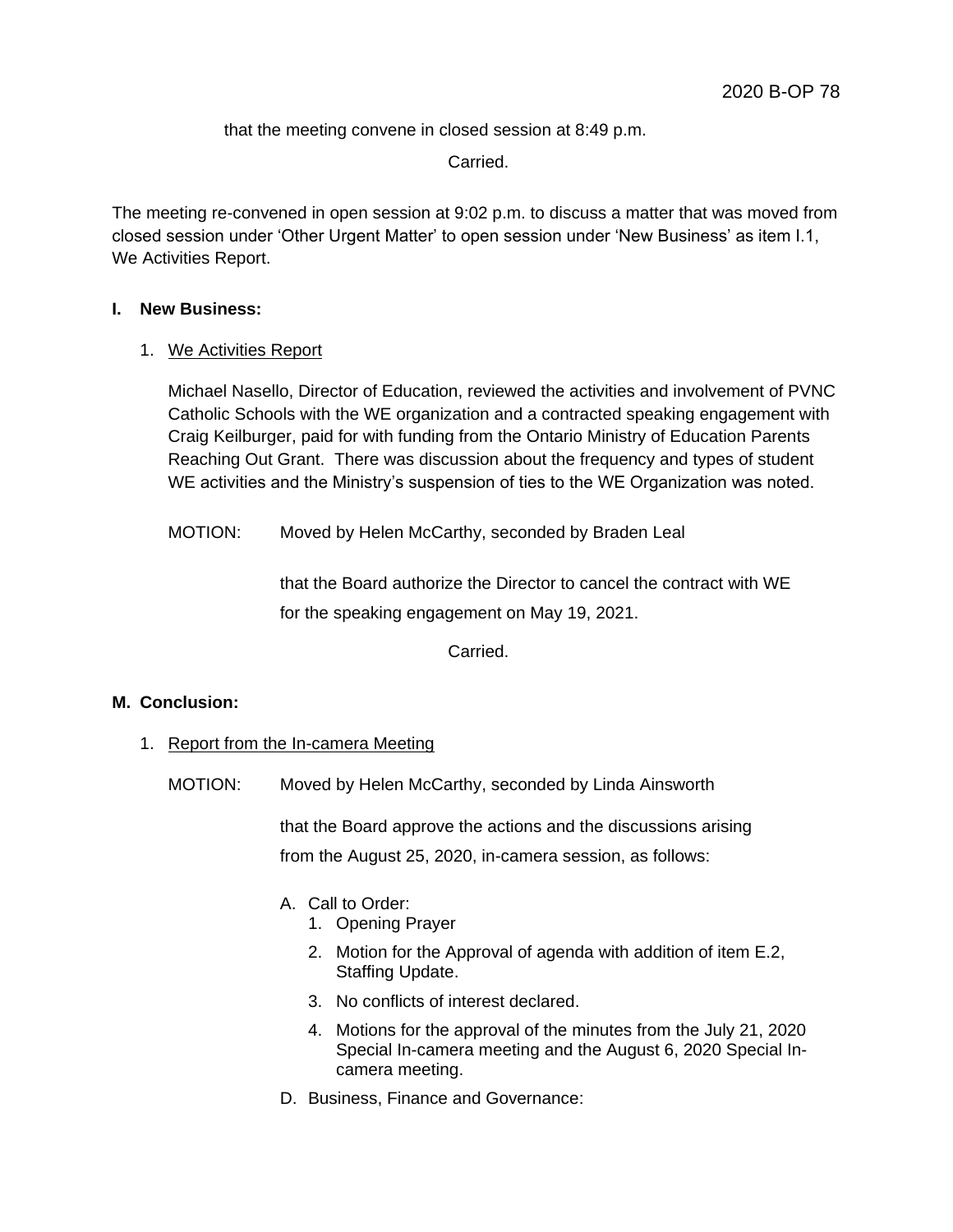that the meeting convene in closed session at 8:49 p.m.

Carried.

The meeting re-convened in open session at 9:02 p.m. to discuss a matter that was moved from closed session under 'Other Urgent Matter' to open session under 'New Business' as item I.1, We Activities Report.

**I. New Business:**

1. We Activities Report

   Michael Nasello, Director of Education, reviewed the activities and involvement of PVNC Catholic Schools with the WE organization and a contracted speaking engagement with Craig Keilburger, paid for with funding from the Ontario Ministry of Education Parents Reaching Out Grant. There was discussion about the frequency and types of student WE activities and the Ministry's suspension of ties to the WE Organization was noted.

   MOTION: Moved by Helen McCarthy, seconded by Braden Leal

   that the Board authorize the Director to cancel the contract with WE for the speaking engagement on May 19, 2021.

   Carried.

**M. Conclusion:**

1. Report from the In-camera Meeting

   MOTION: Moved by Helen McCarthy, seconded by Linda Ainsworth

   that the Board approve the actions and the discussions arising from the August 25, 2020, in-camera session, as follows:

   A. Call to Order:
      1. Opening Prayer
      2. Motion for the Approval of agenda with addition of item E.2, Staffing Update.
      3. No conflicts of interest declared.
      4. Motions for the approval of the minutes from the July 21, 2020 Special In-camera meeting and the August 6, 2020 Special In-camera meeting.

   D. Business, Finance and Governance: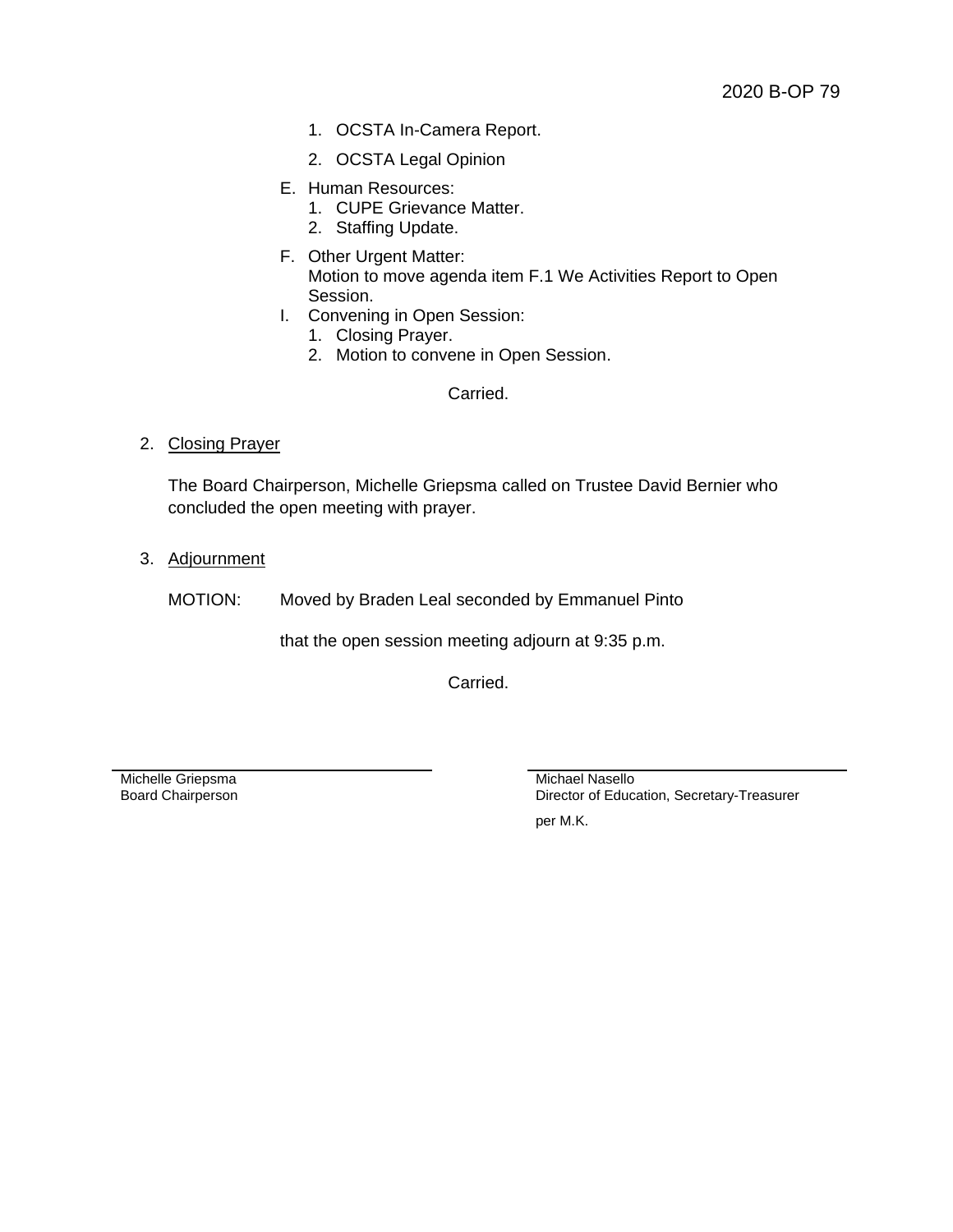1. OCSTA In-Camera Report.
2. OCSTA Legal Opinion

E. Human Resources:
   1. CUPE Grievance Matter.
   2. Staffing Update.

F. Other Urgent Matter:
   Motion to move agenda item F.1 We Activities Report to Open Session.

I. Convening in Open Session:
   1. Closing Prayer.
   2. Motion to convene in Open Session.

Carried.

2. Closing Prayer

The Board Chairperson, Michelle Griepsma called on Trustee David Bernier who concluded the open meeting with prayer.

3. Adjournment

MOTION: Moved by Braden Leal seconded by Emmanuel Pinto

that the open session meeting adjourn at 9:35 p.m.

Carried.

Michelle Griepsma
Board Chairperson

Michael Nasello
Director of Education, Secretary-Treasurer

per M.K.